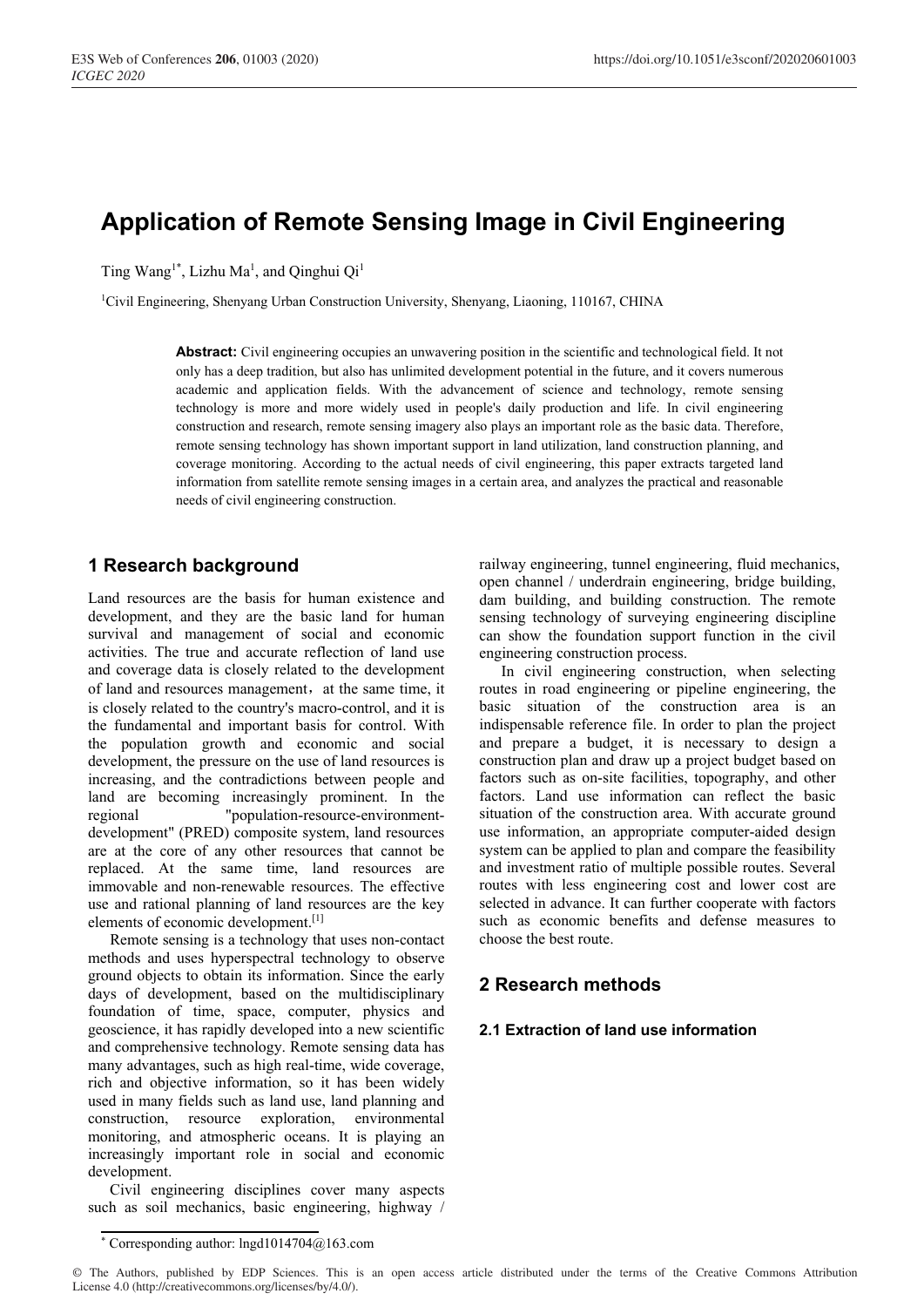# Application of Remote Sensing Image in Civil Engineering

Ting Wang[1*], Lizhu Ma[1], and Qinghui Qi[1]

[1]Civil Engineering, Shenyang Urban Construction University, Shenyang, Liaoning, 110167, CHINA

**Abstract:** Civil engineering occupies an unwavering position in the scientific and technological field. It not only has a deep tradition, but also has unlimited development potential in the future, and it covers numerous academic and application fields. With the advancement of science and technology, remote sensing technology is more and more widely used in people's daily production and life. In civil engineering construction and research, remote sensing imagery also plays an important role as the basic data. Therefore, remote sensing technology has shown important support in land utilization, land construction planning, and coverage monitoring. According to the actual needs of civil engineering, this paper extracts targeted land information from satellite remote sensing images in a certain area, and analyzes the practical and reasonable needs of civil engineering construction.

## 1 Research background

Land resources are the basis for human existence and development, and they are the basic land for human survival and management of social and economic activities. The true and accurate reflection of land use and coverage data is closely related to the development of land and resources management，at the same time, it is closely related to the country's macro-control, and it is the fundamental and important basis for control. With the population growth and economic and social development, the pressure on the use of land resources is increasing, and the contradictions between people and land are becoming increasingly prominent. In the regional "population-resource-environment-development" (PRED) composite system, land resources are at the core of any other resources that cannot be replaced. At the same time, land resources are immovable and non-renewable resources. The effective use and rational planning of land resources are the key elements of economic development.[1]

Remote sensing is a technology that uses non-contact methods and uses hyperspectral technology to observe ground objects to obtain its information. Since the early days of development, based on the multidisciplinary foundation of time, space, computer, physics and geoscience, it has rapidly developed into a new scientific and comprehensive technology. Remote sensing data has many advantages, such as high real-time, wide coverage, rich and objective information, so it has been widely used in many fields such as land use, land planning and construction, resource exploration, environmental monitoring, and atmospheric oceans. It is playing an increasingly important role in social and economic development.

Civil engineering disciplines cover many aspects such as soil mechanics, basic engineering, highway / railway engineering, tunnel engineering, fluid mechanics, open channel / underdrain engineering, bridge building, dam building, and building construction. The remote sensing technology of surveying engineering discipline can show the foundation support function in the civil engineering construction process.

In civil engineering construction, when selecting routes in road engineering or pipeline engineering, the basic situation of the construction area is an indispensable reference file. In order to plan the project and prepare a budget, it is necessary to design a construction plan and draw up a project budget based on factors such as on-site facilities, topography, and other factors. Land use information can reflect the basic situation of the construction area. With accurate ground use information, an appropriate computer-aided design system can be applied to plan and compare the feasibility and investment ratio of multiple possible routes. Several routes with less engineering cost and lower cost are selected in advance. It can further cooperate with factors such as economic benefits and defense measures to choose the best route.

## 2 Research methods

### 2.1 Extraction of land use information

---

* Corresponding author: lngd1014704@163.com

© The Authors, published by EDP Sciences. This is an open access article distributed under the terms of the Creative Commons Attribution License 4.0 (http://creativecommons.org/licenses/by/4.0/).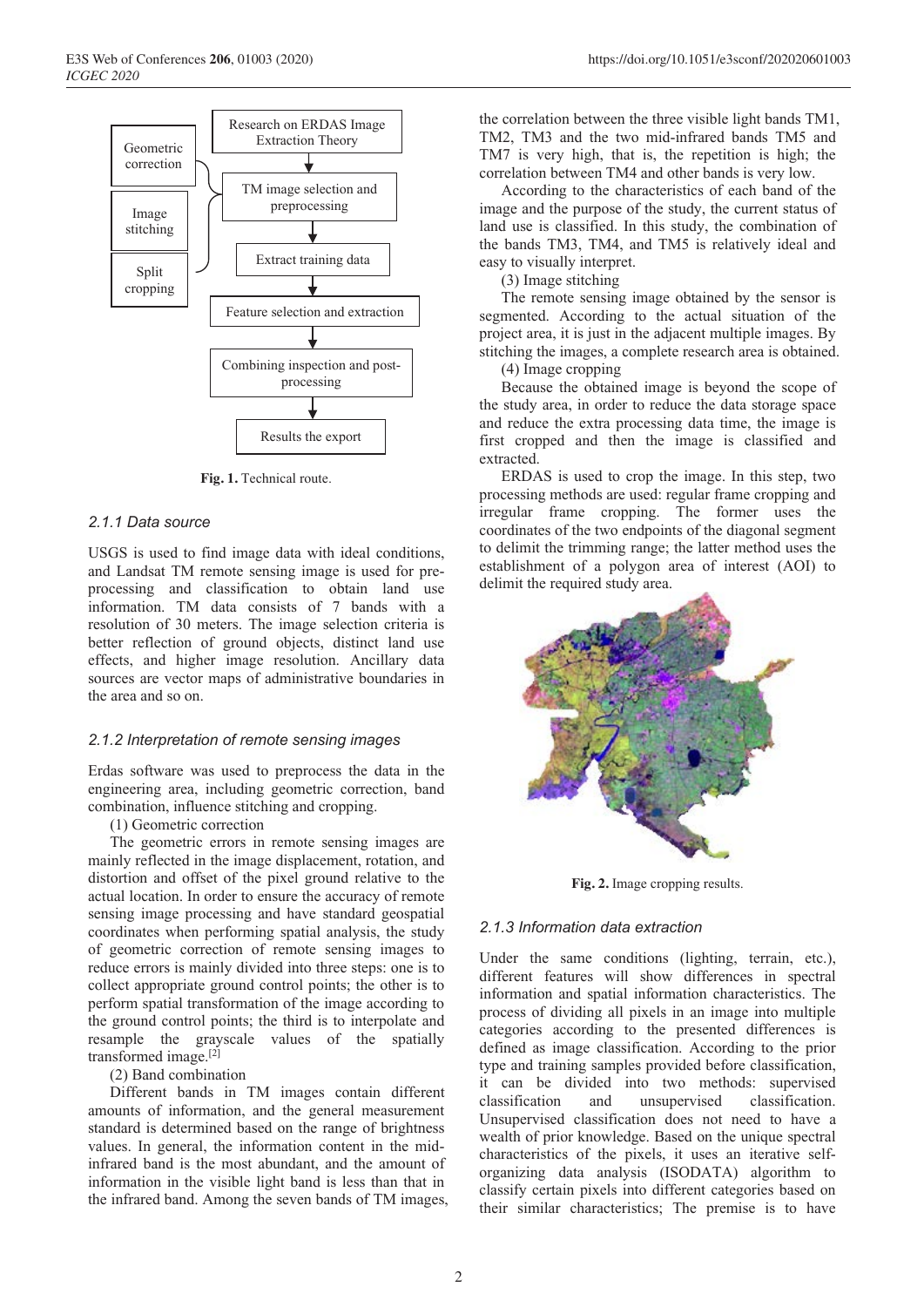Fig. 1. Technical route.

### 2.1.1 Data source

USGS is used to find image data with ideal conditions, and Landsat TM remote sensing image is used for pre-processing and classification to obtain land use information. TM data consists of 7 bands with a resolution of 30 meters. The image selection criteria is better reflection of ground objects, distinct land use effects, and higher image resolution. Ancillary data sources are vector maps of administrative boundaries in the area and so on.

### 2.1.2 Interpretation of remote sensing images

Erdas software was used to preprocess the data in the engineering area, including geometric correction, band combination, influence stitching and cropping.

(1) Geometric correction

The geometric errors in remote sensing images are mainly reflected in the image displacement, rotation, and distortion and offset of the pixel ground relative to the actual location. In order to ensure the accuracy of remote sensing image processing and have standard geospatial coordinates when performing spatial analysis, the study of geometric correction of remote sensing images to reduce errors is mainly divided into three steps: one is to collect appropriate ground control points; the other is to perform spatial transformation of the image according to the ground control points; the third is to interpolate and resample the grayscale values of the spatially transformed image.[2]

(2) Band combination

Different bands in TM images contain different amounts of information, and the general measurement standard is determined based on the range of brightness values. In general, the information content in the mid-infrared band is the most abundant, and the amount of information in the visible light band is less than that in the infrared band. Among the seven bands of TM images, the correlation between the three visible light bands TM1, TM2, TM3 and the two mid-infrared bands TM5 and TM7 is very high, that is, the repetition is high; the correlation between TM4 and other bands is very low.

According to the characteristics of each band of the image and the purpose of the study, the current status of land use is classified. In this study, the combination of the bands TM3, TM4, and TM5 is relatively ideal and easy to visually interpret.

(3) Image stitching

The remote sensing image obtained by the sensor is segmented. According to the actual situation of the project area, it is just in the adjacent multiple images. By stitching the images, a complete research area is obtained.

(4) Image cropping

Because the obtained image is beyond the scope of the study area, in order to reduce the data storage space and reduce the extra processing data time, the image is first cropped and then the image is classified and extracted.

ERDAS is used to crop the image. In this step, two processing methods are used: regular frame cropping and irregular frame cropping. The former uses the coordinates of the two endpoints of the diagonal segment to delimit the trimming range; the latter method uses the establishment of a polygon area of interest (AOI) to delimit the required study area.

Fig. 2. Image cropping results.

### 2.1.3 Information data extraction

Under the same conditions (lighting, terrain, etc.), different features will show differences in spectral information and spatial information characteristics. The process of dividing all pixels in an image into multiple categories according to the presented differences is defined as image classification. According to the prior type and training samples provided before classification, it can be divided into two methods: supervised classification and unsupervised classification. Unsupervised classification does not need to have a wealth of prior knowledge. Based on the unique spectral characteristics of the pixels, it uses an iterative self-organizing data analysis (ISODATA) algorithm to classify certain pixels into different categories based on their similar characteristics; The premise is to have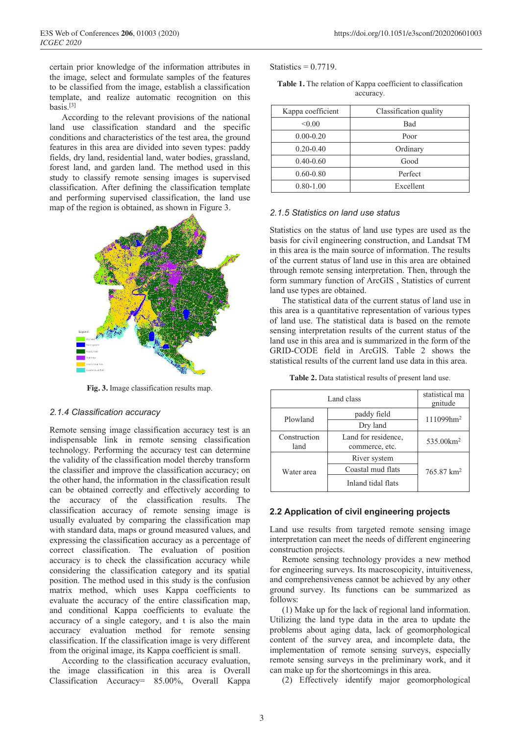certain prior knowledge of the information attributes in the image, select and formulate samples of the features to be classified from the image, establish a classification template, and realize automatic recognition on this basis.[3]

According to the relevant provisions of the national land use classification standard and the specific conditions and characteristics of the test area, the ground features in this area are divided into seven types: paddy fields, dry land, residential land, water bodies, grassland, forest land, and garden land. The method used in this study to classify remote sensing images is supervised classification. After defining the classification template and performing supervised classification, the land use map of the region is obtained, as shown in Figure 3.

**Fig. 3.** Image classification results map.

### 2.1.4 Classification accuracy

Remote sensing image classification accuracy test is an indispensable link in remote sensing classification technology. Performing the accuracy test can determine the validity of the classification model thereby transform the classifier and improve the classification accuracy; on the other hand, the information in the classification result can be obtained correctly and effectively according to the accuracy of the classification results. The classification accuracy of remote sensing image is usually evaluated by comparing the classification map with standard data, maps or ground measured values, and expressing the classification accuracy as a percentage of correct classification. The evaluation of position accuracy is to check the classification accuracy while considering the classification category and its spatial position. The method used in this study is the confusion matrix method, which uses Kappa coefficients to evaluate the accuracy of the entire classification map, and conditional Kappa coefficients to evaluate the accuracy of a single category, and t is also the main accuracy evaluation method for remote sensing classification. If the classification image is very different from the original image, its Kappa coefficient is small.

According to the classification accuracy evaluation, the image classification in this area is Overall Classification Accuracy= 85.00%, Overall Kappa Statistics = 0.7719.

**Table 1.** The relation of Kappa coefficient to classification accuracy.

| Kappa coefficient | Classification quality |
|---|---|
| <0.00 | Bad |
| 0.00-0.20 | Poor |
| 0.20-0.40 | Ordinary |
| 0.40-0.60 | Good |
| 0.60-0.80 | Perfect |
| 0.80-1.00 | Excellent |

### 2.1.5 Statistics on land use status

Statistics on the status of land use types are used as the basis for civil engineering construction, and Landsat TM in this area is the main source of information. The results of the current status of land use in this area are obtained through remote sensing interpretation. Then, through the form summary function of ArcGIS , Statistics of current land use types are obtained.

The statistical data of the current status of land use in this area is a quantitative representation of various types of land use. The statistical data is based on the remote sensing interpretation results of the current status of the land use in this area and is summarized in the form of the GRID-CODE field in ArcGIS. Table 2 shows the statistical results of the current land use data in this area.

**Table 2.** Data statistical results of present land use.

| Land class | | statistical magnitude |
|---|---|---|
| Plowland | paddy field | $111099 hm^2$ |
| | Dry land | |
| Construction land | Land for residence, commerce, etc. | $535.00 km^2$ |
| Water area | River system | $765.87 km^2$ |
| | Coastal mud flats | |
| | Inland tidal flats | |

## 2.2 Application of civil engineering projects

Land use results from targeted remote sensing image interpretation can meet the needs of different engineering construction projects.

Remote sensing technology provides a new method for engineering surveys. Its macroscopicity, intuitiveness, and comprehensiveness cannot be achieved by any other ground survey. Its functions can be summarized as follows:

(1) Make up for the lack of regional land information. Utilizing the land type data in the area to update the problems about aging data, lack of geomorphological content of the survey area, and incomplete data, the implementation of remote sensing surveys, especially remote sensing land surveys in the preliminary work, and it can make up for the shortcomings in this area.

(2) Effectively identify major geomorphological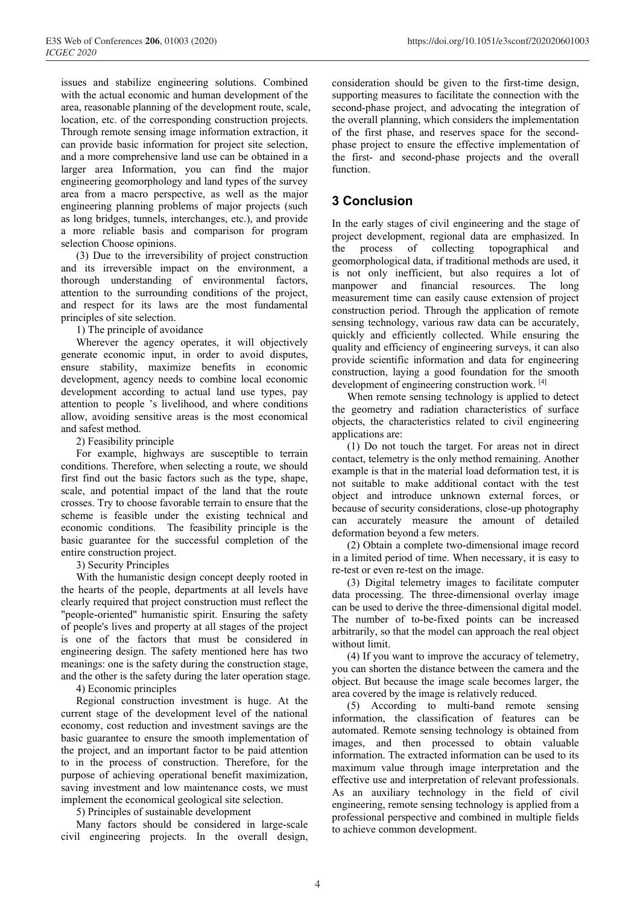issues and stabilize engineering solutions. Combined with the actual economic and human development of the area, reasonable planning of the development route, scale, location, etc. of the corresponding construction projects. Through remote sensing image information extraction, it can provide basic information for project site selection, and a more comprehensive land use can be obtained in a larger area Information, you can find the major engineering geomorphology and land types of the survey area from a macro perspective, as well as the major engineering planning problems of major projects (such as long bridges, tunnels, interchanges, etc.), and provide a more reliable basis and comparison for program selection Choose opinions.

(3) Due to the irreversibility of project construction and its irreversible impact on the environment, a thorough understanding of environmental factors, attention to the surrounding conditions of the project, and respect for its laws are the most fundamental principles of site selection.

1) The principle of avoidance

Wherever the agency operates, it will objectively generate economic input, in order to avoid disputes, ensure stability, maximize benefits in economic development, agency needs to combine local economic development according to actual land use types, pay attention to people 's livelihood, and where conditions allow, avoiding sensitive areas is the most economical and safest method.

2) Feasibility principle

For example, highways are susceptible to terrain conditions. Therefore, when selecting a route, we should first find out the basic factors such as the type, shape, scale, and potential impact of the land that the route crosses. Try to choose favorable terrain to ensure that the scheme is feasible under the existing technical and economic conditions. The feasibility principle is the basic guarantee for the successful completion of the entire construction project.

3) Security Principles

With the humanistic design concept deeply rooted in the hearts of the people, departments at all levels have clearly required that project construction must reflect the "people-oriented" humanistic spirit. Ensuring the safety of people's lives and property at all stages of the project is one of the factors that must be considered in engineering design. The safety mentioned here has two meanings: one is the safety during the construction stage, and the other is the safety during the later operation stage.

4) Economic principles

Regional construction investment is huge. At the current stage of the development level of the national economy, cost reduction and investment savings are the basic guarantee to ensure the smooth implementation of the project, and an important factor to be paid attention to in the process of construction. Therefore, for the purpose of achieving operational benefit maximization, saving investment and low maintenance costs, we must implement the economical geological site selection.

5) Principles of sustainable development

Many factors should be considered in large-scale civil engineering projects. In the overall design, consideration should be given to the first-time design, supporting measures to facilitate the connection with the second-phase project, and advocating the integration of the overall planning, which considers the implementation of the first phase, and reserves space for the second-phase project to ensure the effective implementation of the first- and second-phase projects and the overall function.

## 3 Conclusion

In the early stages of civil engineering and the stage of project development, regional data are emphasized. In the process of collecting topographical and geomorphological data, if traditional methods are used, it is not only inefficient, but also requires a lot of manpower and financial resources. The long measurement time can easily cause extension of project construction period. Through the application of remote sensing technology, various raw data can be accurately, quickly and efficiently collected. While ensuring the quality and efficiency of engineering surveys, it can also provide scientific information and data for engineering construction, laying a good foundation for the smooth development of engineering construction work. [4]

When remote sensing technology is applied to detect the geometry and radiation characteristics of surface objects, the characteristics related to civil engineering applications are:

(1) Do not touch the target. For areas not in direct contact, telemetry is the only method remaining. Another example is that in the material load deformation test, it is not suitable to make additional contact with the test object and introduce unknown external forces, or because of security considerations, close-up photography can accurately measure the amount of detailed deformation beyond a few meters.

(2) Obtain a complete two-dimensional image record in a limited period of time. When necessary, it is easy to re-test or even re-test on the image.

(3) Digital telemetry images to facilitate computer data processing. The three-dimensional overlay image can be used to derive the three-dimensional digital model. The number of to-be-fixed points can be increased arbitrarily, so that the model can approach the real object without limit.

(4) If you want to improve the accuracy of telemetry, you can shorten the distance between the camera and the object. But because the image scale becomes larger, the area covered by the image is relatively reduced.

(5) According to multi-band remote sensing information, the classification of features can be automated. Remote sensing technology is obtained from images, and then processed to obtain valuable information. The extracted information can be used to its maximum value through image interpretation and the effective use and interpretation of relevant professionals. As an auxiliary technology in the field of civil engineering, remote sensing technology is applied from a professional perspective and combined in multiple fields to achieve common development.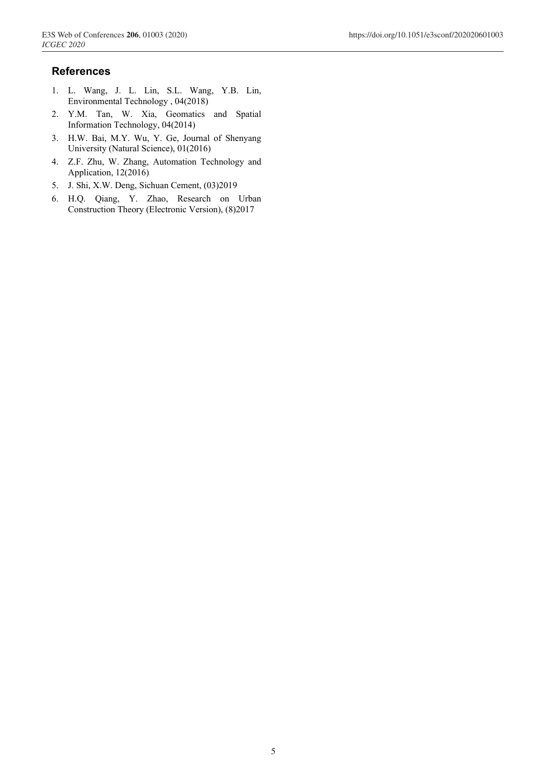## References

1. L. Wang, J. L. Lin, S.L. Wang, Y.B. Lin, Environmental Technology , 04(2018)
2. Y.M. Tan, W. Xia, Geomatics and Spatial Information Technology, 04(2014)
3. H.W. Bai, M.Y. Wu, Y. Ge, Journal of Shenyang University (Natural Science), 01(2016)
4. Z.F. Zhu, W. Zhang, Automation Technology and Application, 12(2016)
5. J. Shi, X.W. Deng, Sichuan Cement, (03)2019
6. H.Q. Qiang, Y. Zhao, Research on Urban Construction Theory (Electronic Version), (8)2017